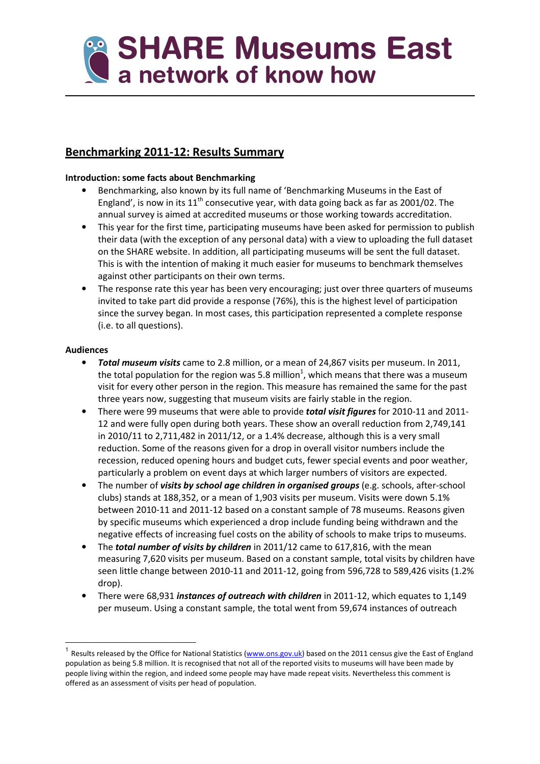# SHARE Museums East
## a network of know how

## Benchmarking 2011-12: Results Summary

**Introduction: some facts about Benchmarking**

- Benchmarking, also known by its full name of 'Benchmarking Museums in the East of England', is now in its 11th consecutive year, with data going back as far as 2001/02. The annual survey is aimed at accredited museums or those working towards accreditation.
- This year for the first time, participating museums have been asked for permission to publish their data (with the exception of any personal data) with a view to uploading the full dataset on the SHARE website. In addition, all participating museums will be sent the full dataset. This is with the intention of making it much easier for museums to benchmark themselves against other participants on their own terms.
- The response rate this year has been very encouraging; just over three quarters of museums invited to take part did provide a response (76%), this is the highest level of participation since the survey began. In most cases, this participation represented a complete response (i.e. to all questions).

**Audiences**

- ***Total museum visits*** came to 2.8 million, or a mean of 24,867 visits per museum. In 2011, the total population for the region was 5.8 million[1], which means that there was a museum visit for every other person in the region. This measure has remained the same for the past three years now, suggesting that museum visits are fairly stable in the region.
- There were 99 museums that were able to provide ***total visit figures*** for 2010-11 and 2011-12 and were fully open during both years. These show an overall reduction from 2,749,141 in 2010/11 to 2,711,482 in 2011/12, or a 1.4% decrease, although this is a very small reduction. Some of the reasons given for a drop in overall visitor numbers include the recession, reduced opening hours and budget cuts, fewer special events and poor weather, particularly a problem on event days at which larger numbers of visitors are expected.
- The number of ***visits by school age children in organised groups*** (e.g. schools, after-school clubs) stands at 188,352, or a mean of 1,903 visits per museum. Visits were down 5.1% between 2010-11 and 2011-12 based on a constant sample of 78 museums. Reasons given by specific museums which experienced a drop include funding being withdrawn and the negative effects of increasing fuel costs on the ability of schools to make trips to museums.
- The ***total number of visits by children*** in 2011/12 came to 617,816, with the mean measuring 7,620 visits per museum. Based on a constant sample, total visits by children have seen little change between 2010-11 and 2011-12, going from 596,728 to 589,426 visits (1.2% drop).
- There were 68,931 ***instances of outreach with children*** in 2011-12, which equates to 1,149 per museum. Using a constant sample, the total went from 59,674 instances of outreach

---

[1] Results released by the Office for National Statistics (www.ons.gov.uk) based on the 2011 census give the East of England population as being 5.8 million. It is recognised that not all of the reported visits to museums will have been made by people living within the region, and indeed some people may have made repeat visits. Nevertheless this comment is offered as an assessment of visits per head of population.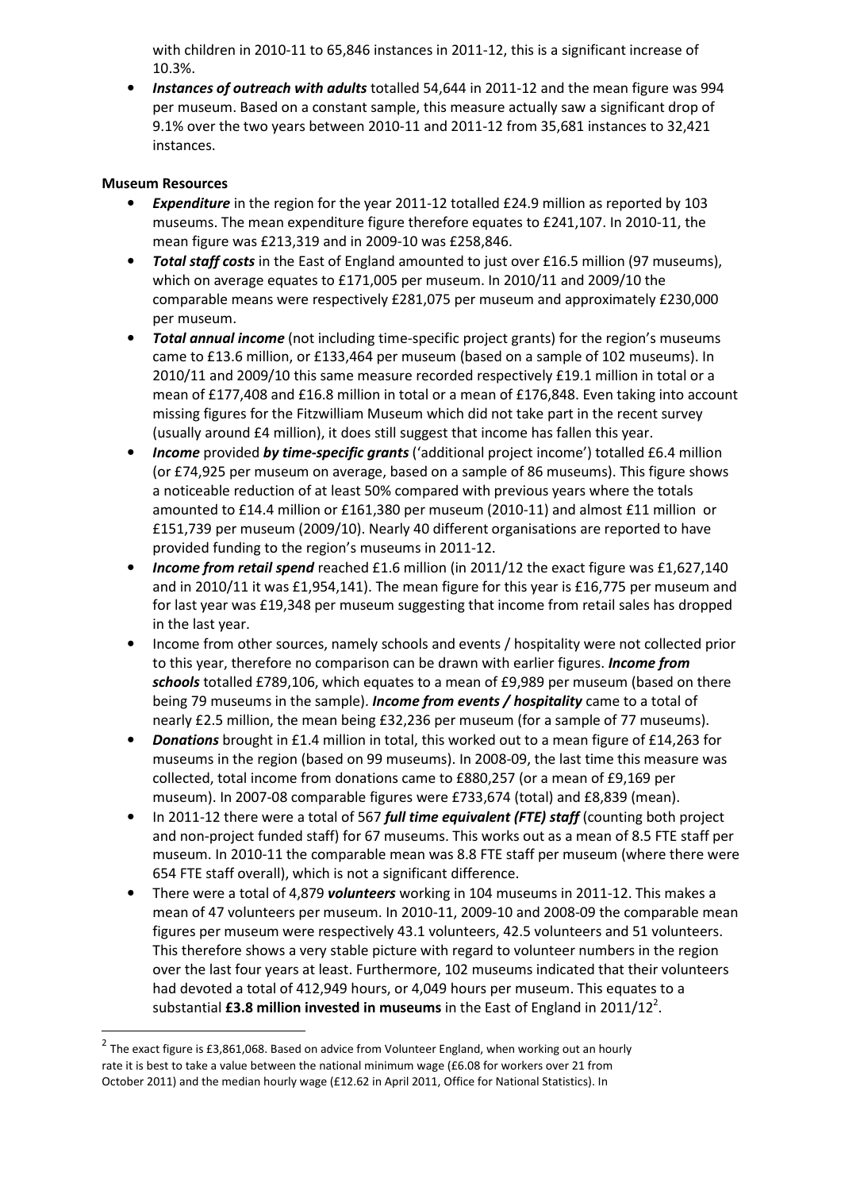with children in 2010-11 to 65,846 instances in 2011-12, this is a significant increase of 10.3%.

- ***Instances of outreach with adults*** totalled 54,644 in 2011-12 and the mean figure was 994 per museum. Based on a constant sample, this measure actually saw a significant drop of 9.1% over the two years between 2010-11 and 2011-12 from 35,681 instances to 32,421 instances.

**Museum Resources**

- ***Expenditure*** in the region for the year 2011-12 totalled £24.9 million as reported by 103 museums. The mean expenditure figure therefore equates to £241,107. In 2010-11, the mean figure was £213,319 and in 2009-10 was £258,846.
- ***Total staff costs*** in the East of England amounted to just over £16.5 million (97 museums), which on average equates to £171,005 per museum. In 2010/11 and 2009/10 the comparable means were respectively £281,075 per museum and approximately £230,000 per museum.
- ***Total annual income*** (not including time-specific project grants) for the region's museums came to £13.6 million, or £133,464 per museum (based on a sample of 102 museums). In 2010/11 and 2009/10 this same measure recorded respectively £19.1 million in total or a mean of £177,408 and £16.8 million in total or a mean of £176,848. Even taking into account missing figures for the Fitzwilliam Museum which did not take part in the recent survey (usually around £4 million), it does still suggest that income has fallen this year.
- ***Income*** provided ***by time-specific grants*** ('additional project income') totalled £6.4 million (or £74,925 per museum on average, based on a sample of 86 museums). This figure shows a noticeable reduction of at least 50% compared with previous years where the totals amounted to £14.4 million or £161,380 per museum (2010-11) and almost £11 million or £151,739 per museum (2009/10). Nearly 40 different organisations are reported to have provided funding to the region's museums in 2011-12.
- ***Income from retail spend*** reached £1.6 million (in 2011/12 the exact figure was £1,627,140 and in 2010/11 it was £1,954,141). The mean figure for this year is £16,775 per museum and for last year was £19,348 per museum suggesting that income from retail sales has dropped in the last year.
- Income from other sources, namely schools and events / hospitality were not collected prior to this year, therefore no comparison can be drawn with earlier figures. ***Income from schools*** totalled £789,106, which equates to a mean of £9,989 per museum (based on there being 79 museums in the sample). ***Income from events / hospitality*** came to a total of nearly £2.5 million, the mean being £32,236 per museum (for a sample of 77 museums).
- ***Donations*** brought in £1.4 million in total, this worked out to a mean figure of £14,263 for museums in the region (based on 99 museums). In 2008-09, the last time this measure was collected, total income from donations came to £880,257 (or a mean of £9,169 per museum). In 2007-08 comparable figures were £733,674 (total) and £8,839 (mean).
- In 2011-12 there were a total of 567 ***full time equivalent (FTE) staff*** (counting both project and non-project funded staff) for 67 museums. This works out as a mean of 8.5 FTE staff per museum. In 2010-11 the comparable mean was 8.8 FTE staff per museum (where there were 654 FTE staff overall), which is not a significant difference.
- There were a total of 4,879 ***volunteers*** working in 104 museums in 2011-12. This makes a mean of 47 volunteers per museum. In 2010-11, 2009-10 and 2008-09 the comparable mean figures per museum were respectively 43.1 volunteers, 42.5 volunteers and 51 volunteers. This therefore shows a very stable picture with regard to volunteer numbers in the region over the last four years at least. Furthermore, 102 museums indicated that their volunteers had devoted a total of 412,949 hours, or 4,049 hours per museum. This equates to a substantial **£3.8 million invested in museums** in the East of England in 2011/12[2].

[2] The exact figure is £3,861,068. Based on advice from Volunteer England, when working out an hourly rate it is best to take a value between the national minimum wage (£6.08 for workers over 21 from October 2011) and the median hourly wage (£12.62 in April 2011, Office for National Statistics). In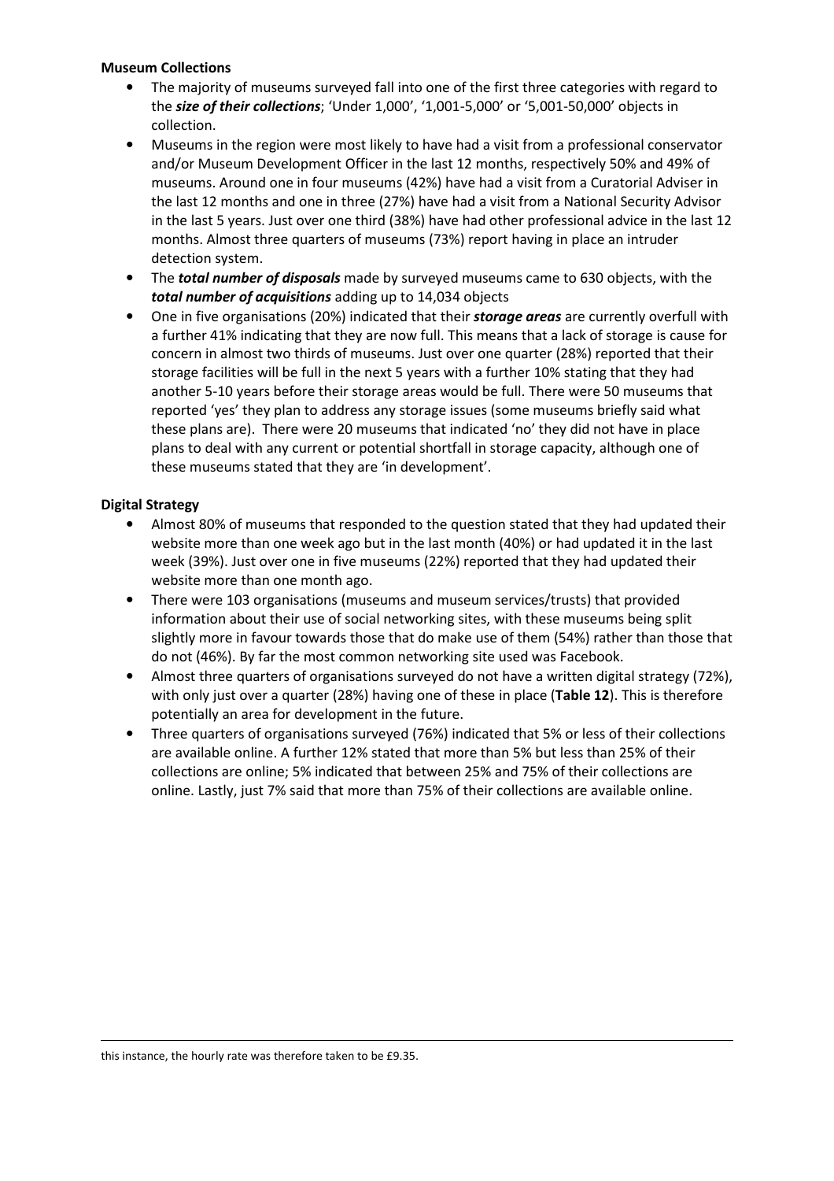**Museum Collections**

- The majority of museums surveyed fall into one of the first three categories with regard to the ***size of their collections***; 'Under 1,000', '1,001-5,000' or '5,001-50,000' objects in collection.
- Museums in the region were most likely to have had a visit from a professional conservator and/or Museum Development Officer in the last 12 months, respectively 50% and 49% of museums. Around one in four museums (42%) have had a visit from a Curatorial Adviser in the last 12 months and one in three (27%) have had a visit from a National Security Advisor in the last 5 years. Just over one third (38%) have had other professional advice in the last 12 months. Almost three quarters of museums (73%) report having in place an intruder detection system.
- The ***total number of disposals*** made by surveyed museums came to 630 objects, with the ***total number of acquisitions*** adding up to 14,034 objects
- One in five organisations (20%) indicated that their ***storage areas*** are currently overfull with a further 41% indicating that they are now full. This means that a lack of storage is cause for concern in almost two thirds of museums. Just over one quarter (28%) reported that their storage facilities will be full in the next 5 years with a further 10% stating that they had another 5-10 years before their storage areas would be full. There were 50 museums that reported 'yes' they plan to address any storage issues (some museums briefly said what these plans are). There were 20 museums that indicated 'no' they did not have in place plans to deal with any current or potential shortfall in storage capacity, although one of these museums stated that they are 'in development'.

**Digital Strategy**

- Almost 80% of museums that responded to the question stated that they had updated their website more than one week ago but in the last month (40%) or had updated it in the last week (39%). Just over one in five museums (22%) reported that they had updated their website more than one month ago.
- There were 103 organisations (museums and museum services/trusts) that provided information about their use of social networking sites, with these museums being split slightly more in favour towards those that do make use of them (54%) rather than those that do not (46%). By far the most common networking site used was Facebook.
- Almost three quarters of organisations surveyed do not have a written digital strategy (72%), with only just over a quarter (28%) having one of these in place (**Table 12**). This is therefore potentially an area for development in the future.
- Three quarters of organisations surveyed (76%) indicated that 5% or less of their collections are available online. A further 12% stated that more than 5% but less than 25% of their collections are online; 5% indicated that between 25% and 75% of their collections are online. Lastly, just 7% said that more than 75% of their collections are available online.

this instance, the hourly rate was therefore taken to be £9.35.